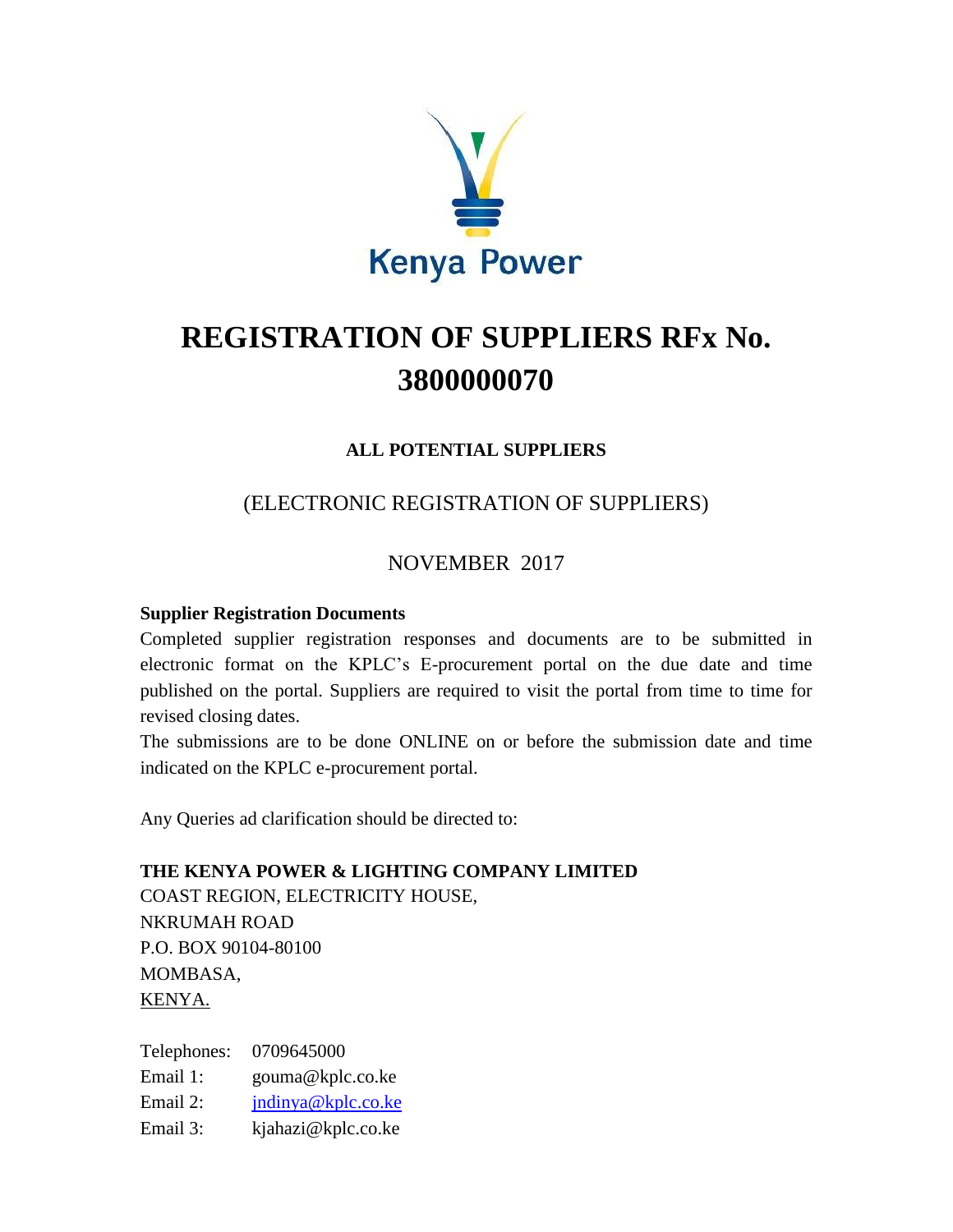Kenya Power

# REGISTRATION OF SUPPLIERS RFx No. 3800000070

**ALL POTENTIAL SUPPLIERS**

(ELECTRONIC REGISTRATION OF SUPPLIERS)

NOVEMBER 2017

**Supplier Registration Documents**

Completed supplier registration responses and documents are to be submitted in electronic format on the KPLC's E-procurement portal on the due date and time published on the portal. Suppliers are required to visit the portal from time to time for revised closing dates.

The submissions are to be done ONLINE on or before the submission date and time indicated on the KPLC e-procurement portal.

Any Queries ad clarification should be directed to:

**THE KENYA POWER & LIGHTING COMPANY LIMITED**
COAST REGION, ELECTRICITY HOUSE,
NKRUMAH ROAD
P.O. BOX 90104-80100
MOMBASA,
KENYA.

| | |
|---|---|
| Telephones: | 0709645000 |
| Email 1: | gouma@kplc.co.ke |
| Email 2: | jndinya@kplc.co.ke |
| Email 3: | kjahazi@kplc.co.ke |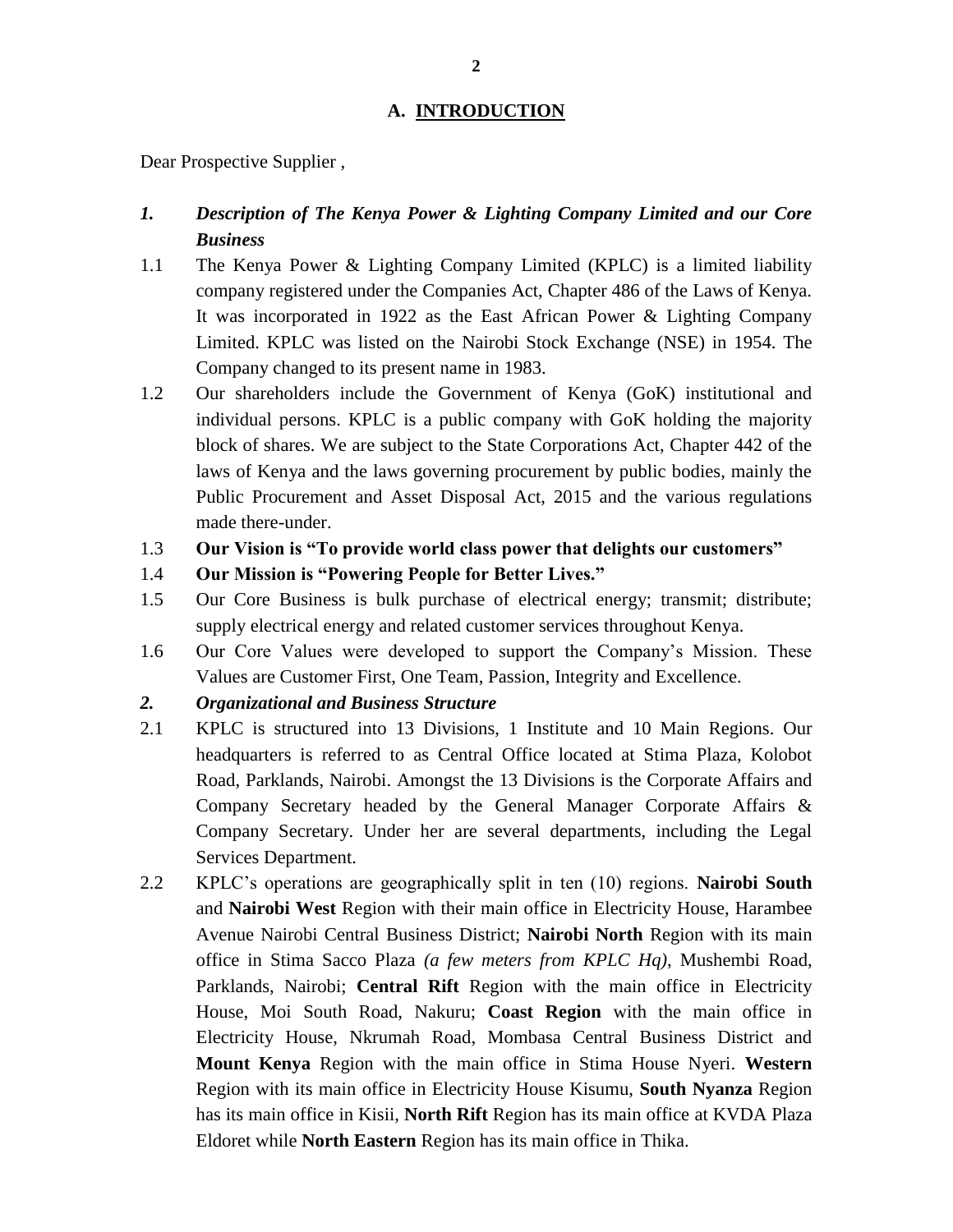## A. INTRODUCTION

Dear Prospective Supplier ,

### *1. Description of The Kenya Power & Lighting Company Limited and our Core Business*

1.1 The Kenya Power & Lighting Company Limited (KPLC) is a limited liability company registered under the Companies Act, Chapter 486 of the Laws of Kenya. It was incorporated in 1922 as the East African Power & Lighting Company Limited. KPLC was listed on the Nairobi Stock Exchange (NSE) in 1954. The Company changed to its present name in 1983.

1.2 Our shareholders include the Government of Kenya (GoK) institutional and individual persons. KPLC is a public company with GoK holding the majority block of shares. We are subject to the State Corporations Act, Chapter 442 of the laws of Kenya and the laws governing procurement by public bodies, mainly the Public Procurement and Asset Disposal Act, 2015 and the various regulations made there-under.

1.3 **Our Vision is "To provide world class power that delights our customers"**

1.4 **Our Mission is "Powering People for Better Lives."**

1.5 Our Core Business is bulk purchase of electrical energy; transmit; distribute; supply electrical energy and related customer services throughout Kenya.

1.6 Our Core Values were developed to support the Company's Mission. These Values are Customer First, One Team, Passion, Integrity and Excellence.

### *2. Organizational and Business Structure*

2.1 KPLC is structured into 13 Divisions, 1 Institute and 10 Main Regions. Our headquarters is referred to as Central Office located at Stima Plaza, Kolobot Road, Parklands, Nairobi. Amongst the 13 Divisions is the Corporate Affairs and Company Secretary headed by the General Manager Corporate Affairs & Company Secretary. Under her are several departments, including the Legal Services Department.

2.2 KPLC's operations are geographically split in ten (10) regions. **Nairobi South** and **Nairobi West** Region with their main office in Electricity House, Harambee Avenue Nairobi Central Business District; **Nairobi North** Region with its main office in Stima Sacco Plaza *(a few meters from KPLC Hq)*, Mushembi Road, Parklands, Nairobi; **Central Rift** Region with the main office in Electricity House, Moi South Road, Nakuru; **Coast Region** with the main office in Electricity House, Nkrumah Road, Mombasa Central Business District and **Mount Kenya** Region with the main office in Stima House Nyeri. **Western** Region with its main office in Electricity House Kisumu, **South Nyanza** Region has its main office in Kisii, **North Rift** Region has its main office at KVDA Plaza Eldoret while **North Eastern** Region has its main office in Thika.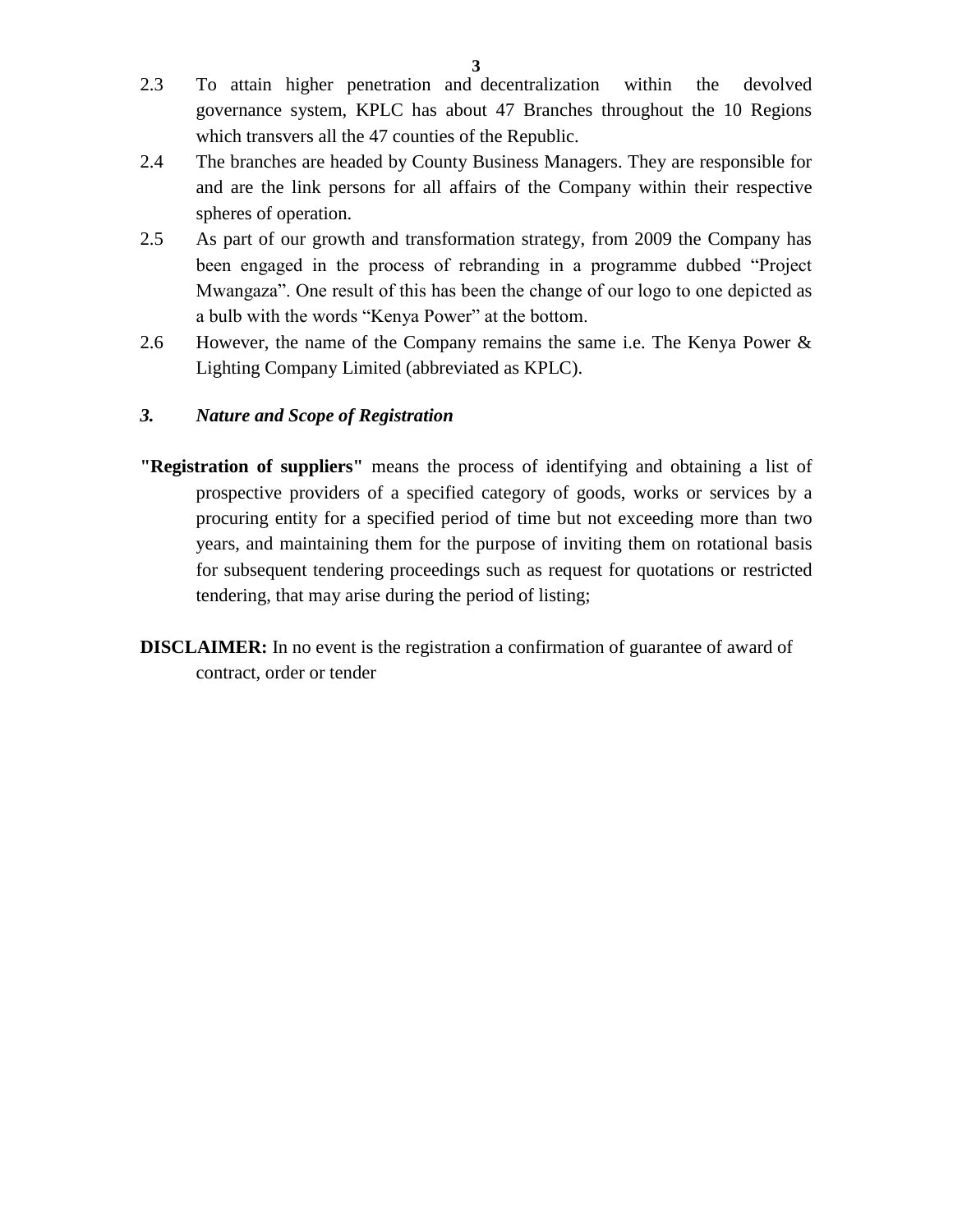2.3 To attain higher penetration and decentralization within the devolved governance system, KPLC has about 47 Branches throughout the 10 Regions which transvers all the 47 counties of the Republic.

2.4 The branches are headed by County Business Managers. They are responsible for and are the link persons for all affairs of the Company within their respective spheres of operation.

2.5 As part of our growth and transformation strategy, from 2009 the Company has been engaged in the process of rebranding in a programme dubbed "Project Mwangaza". One result of this has been the change of our logo to one depicted as a bulb with the words "Kenya Power" at the bottom.

2.6 However, the name of the Company remains the same i.e. The Kenya Power & Lighting Company Limited (abbreviated as KPLC).

### *3. Nature and Scope of Registration*

**"Registration of suppliers"** means the process of identifying and obtaining a list of prospective providers of a specified category of goods, works or services by a procuring entity for a specified period of time but not exceeding more than two years, and maintaining them for the purpose of inviting them on rotational basis for subsequent tendering proceedings such as request for quotations or restricted tendering, that may arise during the period of listing;

**DISCLAIMER:** In no event is the registration a confirmation of guarantee of award of contract, order or tender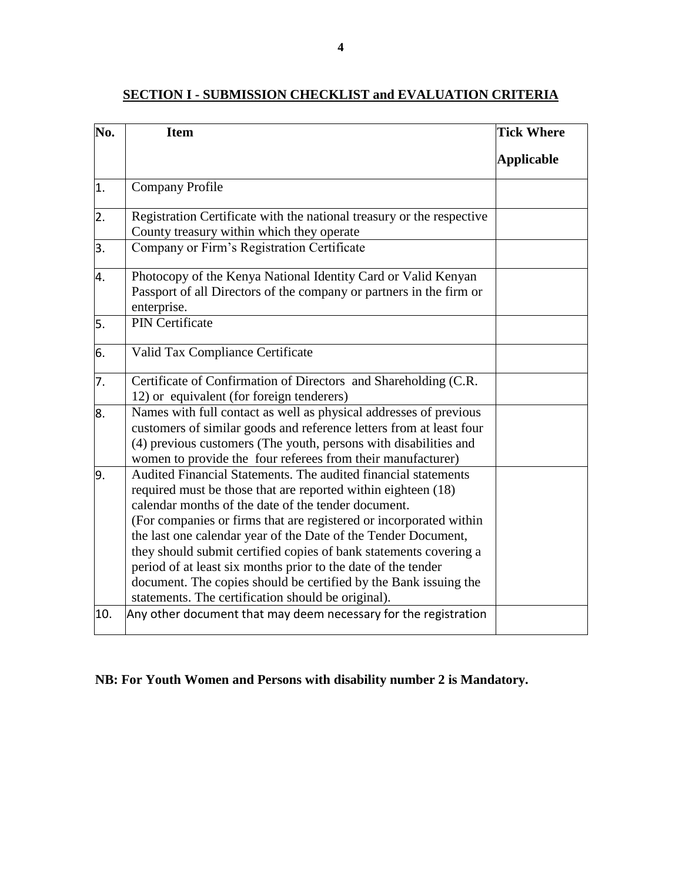## SECTION I - SUBMISSION CHECKLIST and EVALUATION CRITERIA

| No. | Item | Tick Where Applicable |
|---|---|---|
| 1. | Company Profile | |
| 2. | Registration Certificate with the national treasury or the respective County treasury within which they operate | |
| 3. | Company or Firm's Registration Certificate | |
| 4. | Photocopy of the Kenya National Identity Card or Valid Kenyan Passport of all Directors of the company or partners in the firm or enterprise. | |
| 5. | PIN Certificate | |
| 6. | Valid Tax Compliance Certificate | |
| 7. | Certificate of Confirmation of Directors and Shareholding (C.R. 12) or equivalent (for foreign tenderers) | |
| 8. | Names with full contact as well as physical addresses of previous customers of similar goods and reference letters from at least four (4) previous customers (The youth, persons with disabilities and women to provide the four referees from their manufacturer) | |
| 9. | Audited Financial Statements. The audited financial statements required must be those that are reported within eighteen (18) calendar months of the date of the tender document. (For companies or firms that are registered or incorporated within the last one calendar year of the Date of the Tender Document, they should submit certified copies of bank statements covering a period of at least six months prior to the date of the tender document. The copies should be certified by the Bank issuing the statements. The certification should be original). | |
| 10. | Any other document that may deem necessary for the registration | |

**NB: For Youth Women and Persons with disability number 2 is Mandatory.**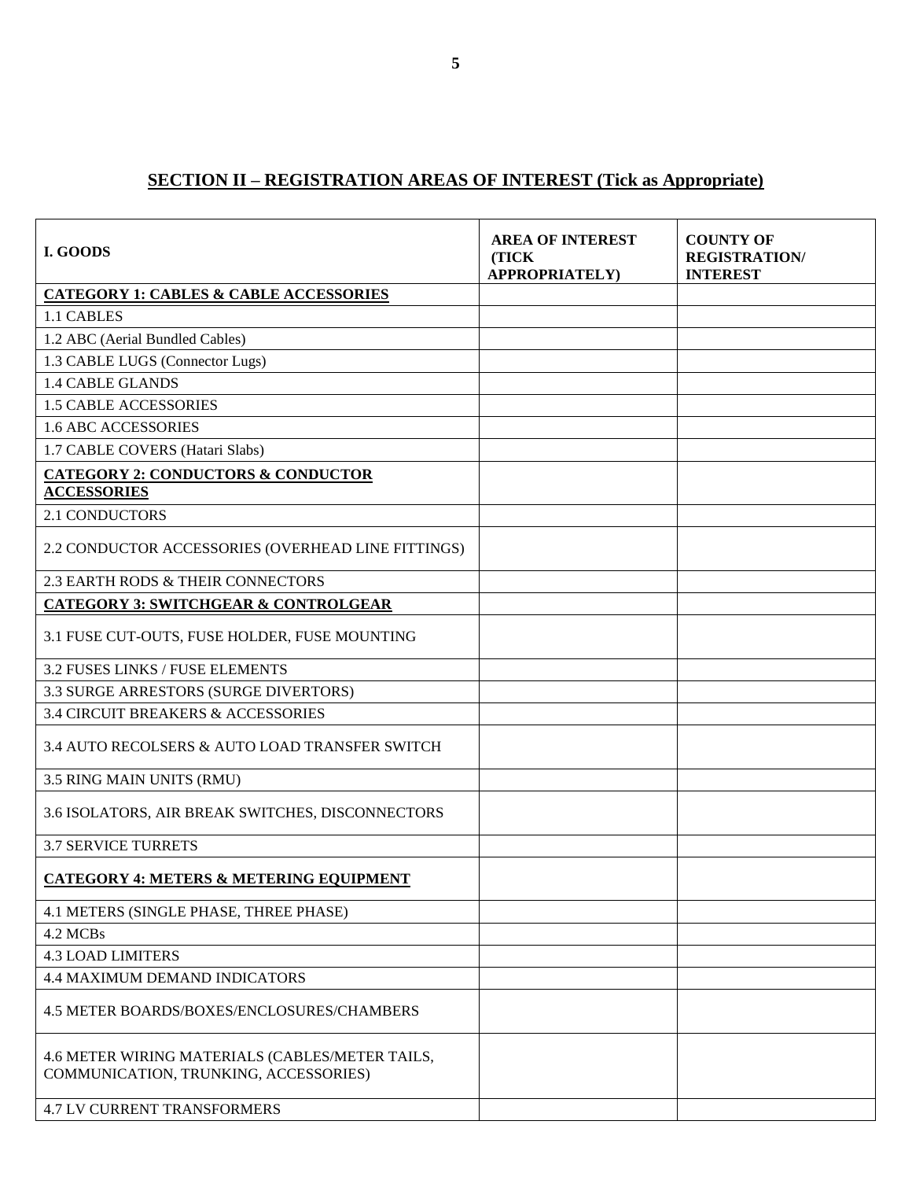## SECTION II – REGISTRATION AREAS OF INTEREST (Tick as Appropriate)

| I. GOODS | AREA OF INTEREST (TICK APPROPRIATELY) | COUNTY OF REGISTRATION/ INTEREST |
|---|---|---|
| **CATEGORY 1: CABLES & CABLE ACCESSORIES** | | |
| 1.1 CABLES | | |
| 1.2 ABC (Aerial Bundled Cables) | | |
| 1.3 CABLE LUGS (Connector Lugs) | | |
| 1.4 CABLE GLANDS | | |
| 1.5 CABLE ACCESSORIES | | |
| 1.6 ABC ACCESSORIES | | |
| 1.7 CABLE COVERS (Hatari Slabs) | | |
| **CATEGORY 2: CONDUCTORS & CONDUCTOR ACCESSORIES** | | |
| 2.1 CONDUCTORS | | |
| 2.2 CONDUCTOR ACCESSORIES (OVERHEAD LINE FITTINGS) | | |
| 2.3 EARTH RODS & THEIR CONNECTORS | | |
| **CATEGORY 3: SWITCHGEAR & CONTROLGEAR** | | |
| 3.1 FUSE CUT-OUTS, FUSE HOLDER, FUSE MOUNTING | | |
| 3.2 FUSES LINKS / FUSE ELEMENTS | | |
| 3.3 SURGE ARRESTORS (SURGE DIVERTORS) | | |
| 3.4 CIRCUIT BREAKERS & ACCESSORIES | | |
| 3.4 AUTO RECOLSERS & AUTO LOAD TRANSFER SWITCH | | |
| 3.5 RING MAIN UNITS (RMU) | | |
| 3.6 ISOLATORS, AIR BREAK SWITCHES, DISCONNECTORS | | |
| 3.7 SERVICE TURRETS | | |
| **CATEGORY 4: METERS & METERING EQUIPMENT** | | |
| 4.1 METERS (SINGLE PHASE, THREE PHASE) | | |
| 4.2 MCBs | | |
| 4.3 LOAD LIMITERS | | |
| 4.4 MAXIMUM DEMAND INDICATORS | | |
| 4.5 METER BOARDS/BOXES/ENCLOSURES/CHAMBERS | | |
| 4.6 METER WIRING MATERIALS (CABLES/METER TAILS, COMMUNICATION, TRUNKING, ACCESSORIES) | | |
| 4.7 LV CURRENT TRANSFORMERS | | |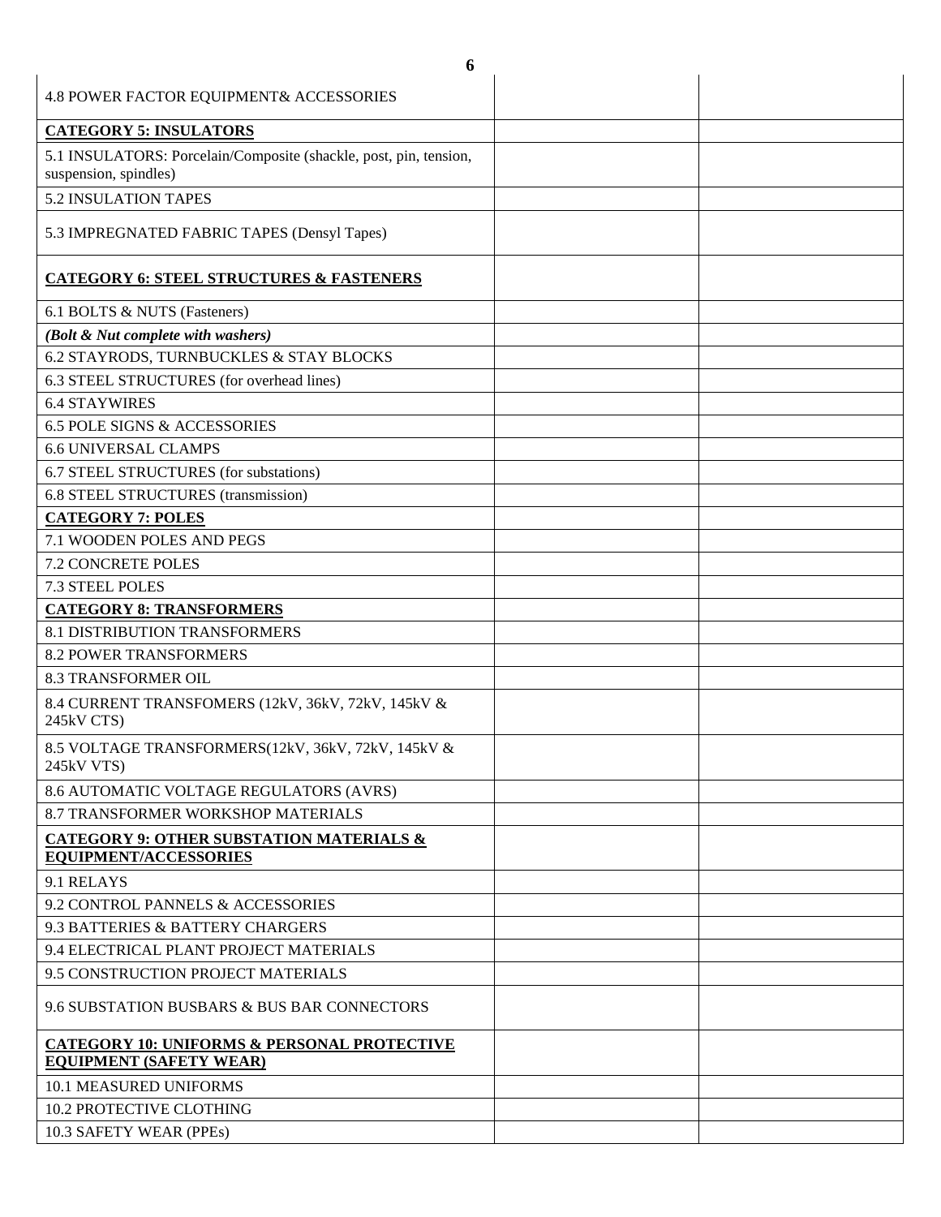| | | |
|---|---|---|
| 4.8 POWER FACTOR EQUIPMENT& ACCESSORIES | | |
| **CATEGORY 5: INSULATORS** | | |
| 5.1 INSULATORS: Porcelain/Composite (shackle, post, pin, tension, suspension, spindles) | | |
| 5.2 INSULATION TAPES | | |
| 5.3 IMPREGNATED FABRIC TAPES (Densyl Tapes) | | |
| **CATEGORY 6: STEEL STRUCTURES & FASTENERS** | | |
| 6.1 BOLTS & NUTS (Fasteners) | | |
| ***(Bolt & Nut complete with washers)*** | | |
| 6.2 STAYRODS, TURNBUCKLES & STAY BLOCKS | | |
| 6.3 STEEL STRUCTURES (for overhead lines) | | |
| 6.4 STAYWIRES | | |
| 6.5 POLE SIGNS & ACCESSORIES | | |
| 6.6 UNIVERSAL CLAMPS | | |
| 6.7 STEEL STRUCTURES (for substations) | | |
| 6.8 STEEL STRUCTURES (transmission) | | |
| **CATEGORY 7: POLES** | | |
| 7.1 WOODEN POLES AND PEGS | | |
| 7.2 CONCRETE POLES | | |
| 7.3 STEEL POLES | | |
| **CATEGORY 8: TRANSFORMERS** | | |
| 8.1 DISTRIBUTION TRANSFORMERS | | |
| 8.2 POWER TRANSFORMERS | | |
| 8.3 TRANSFORMER OIL | | |
| 8.4 CURRENT TRANSFOMERS (12kV, 36kV, 72kV, 145kV & 245kV CTS) | | |
| 8.5 VOLTAGE TRANSFORMERS(12kV, 36kV, 72kV, 145kV & 245kV VTS) | | |
| 8.6 AUTOMATIC VOLTAGE REGULATORS (AVRS) | | |
| 8.7 TRANSFORMER WORKSHOP MATERIALS | | |
| **CATEGORY 9: OTHER SUBSTATION MATERIALS & EQUIPMENT/ACCESSORIES** | | |
| 9.1 RELAYS | | |
| 9.2 CONTROL PANNELS & ACCESSORIES | | |
| 9.3 BATTERIES & BATTERY CHARGERS | | |
| 9.4 ELECTRICAL PLANT PROJECT MATERIALS | | |
| 9.5 CONSTRUCTION PROJECT MATERIALS | | |
| 9.6 SUBSTATION BUSBARS & BUS BAR CONNECTORS | | |
| **CATEGORY 10: UNIFORMS & PERSONAL PROTECTIVE EQUIPMENT (SAFETY WEAR)** | | |
| 10.1 MEASURED UNIFORMS | | |
| 10.2 PROTECTIVE CLOTHING | | |
| 10.3 SAFETY WEAR (PPEs) | | |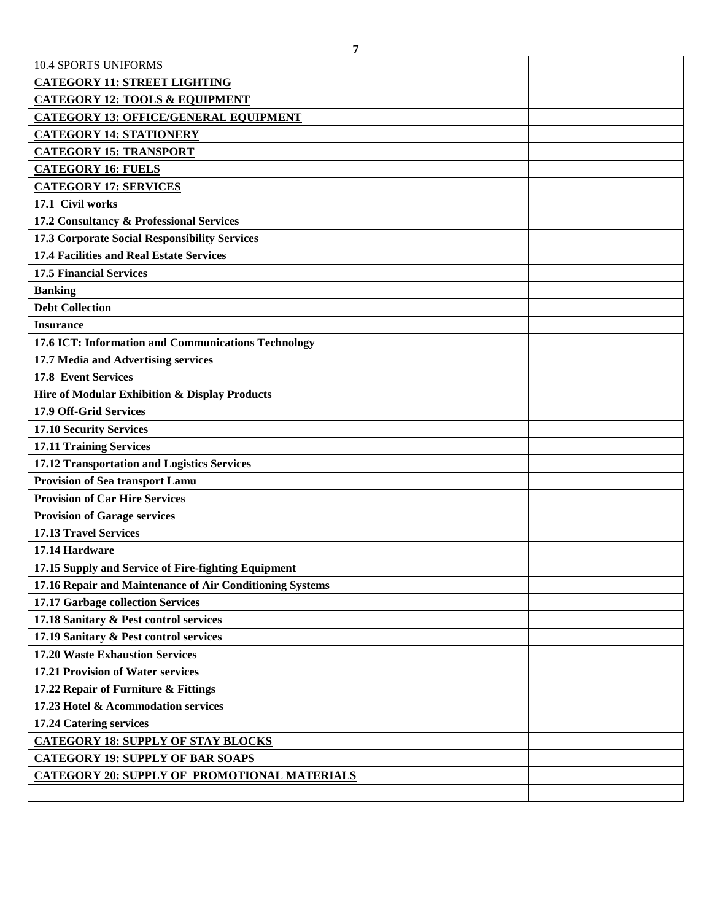| | | |
|---|---|---|
| 10.4 SPORTS UNIFORMS | | |
| **CATEGORY 11: STREET LIGHTING** | | |
| **CATEGORY 12: TOOLS & EQUIPMENT** | | |
| **CATEGORY 13: OFFICE/GENERAL EQUIPMENT** | | |
| **CATEGORY 14: STATIONERY** | | |
| **CATEGORY 15: TRANSPORT** | | |
| **CATEGORY 16: FUELS** | | |
| **CATEGORY 17: SERVICES** | | |
| **17.1 Civil works** | | |
| **17.2 Consultancy & Professional Services** | | |
| **17.3 Corporate Social Responsibility Services** | | |
| **17.4 Facilities and Real Estate Services** | | |
| **17.5 Financial Services** | | |
| **Banking** | | |
| **Debt Collection** | | |
| **Insurance** | | |
| **17.6 ICT: Information and Communications Technology** | | |
| **17.7 Media and Advertising services** | | |
| **17.8 Event Services** | | |
| **Hire of Modular Exhibition & Display Products** | | |
| **17.9 Off-Grid Services** | | |
| **17.10 Security Services** | | |
| **17.11 Training Services** | | |
| **17.12 Transportation and Logistics Services** | | |
| **Provision of Sea transport Lamu** | | |
| **Provision of Car Hire Services** | | |
| **Provision of Garage services** | | |
| **17.13 Travel Services** | | |
| **17.14 Hardware** | | |
| **17.15 Supply and Service of Fire-fighting Equipment** | | |
| **17.16 Repair and Maintenance of Air Conditioning Systems** | | |
| **17.17 Garbage collection Services** | | |
| **17.18 Sanitary & Pest control services** | | |
| **17.19 Sanitary & Pest control services** | | |
| **17.20 Waste Exhaustion Services** | | |
| **17.21 Provision of Water services** | | |
| **17.22 Repair of Furniture & Fittings** | | |
| **17.23 Hotel & Acommodation services** | | |
| **17.24 Catering services** | | |
| **CATEGORY 18: SUPPLY OF STAY BLOCKS** | | |
| **CATEGORY 19: SUPPLY OF BAR SOAPS** | | |
| **CATEGORY 20: SUPPLY OF PROMOTIONAL MATERIALS** | | |
| | | |